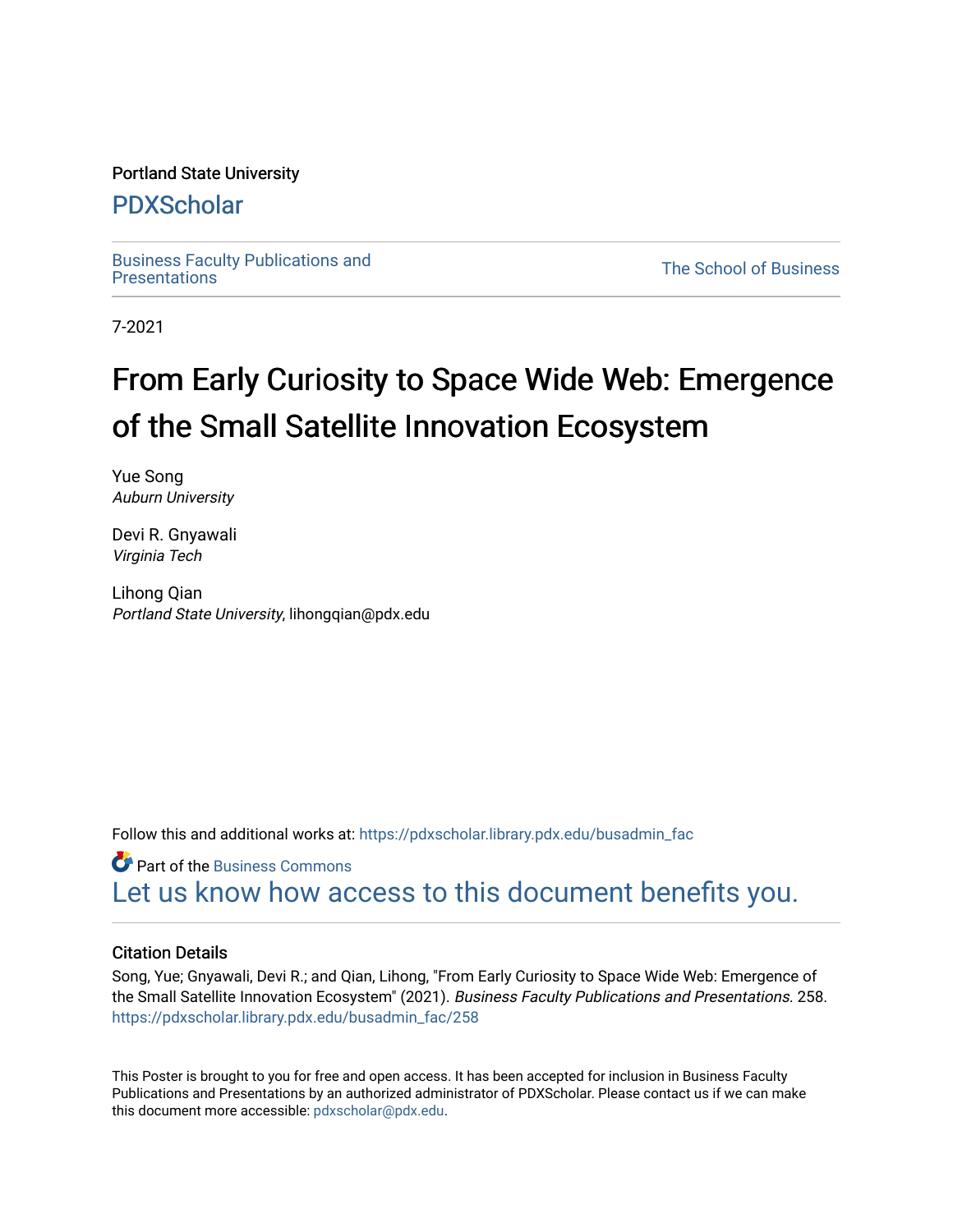Portland State University

PDXScholar

Business Faculty Publications and Presentations

The School of Business

7-2021

# From Early Curiosity to Space Wide Web: Emergence of the Small Satellite Innovation Ecosystem

Yue Song
*Auburn University*

Devi R. Gnyawali
*Virginia Tech*

Lihong Qian
*Portland State University*, lihongqian@pdx.edu

Follow this and additional works at: https://pdxscholar.library.pdx.edu/busadmin_fac

Part of the Business Commons

Let us know how access to this document benefits you.

## Citation Details

Song, Yue; Gnyawali, Devi R.; and Qian, Lihong, "From Early Curiosity to Space Wide Web: Emergence of the Small Satellite Innovation Ecosystem" (2021). *Business Faculty Publications and Presentations*. 258.
https://pdxscholar.library.pdx.edu/busadmin_fac/258

This Poster is brought to you for free and open access. It has been accepted for inclusion in Business Faculty Publications and Presentations by an authorized administrator of PDXScholar. Please contact us if we can make this document more accessible: pdxscholar@pdx.edu.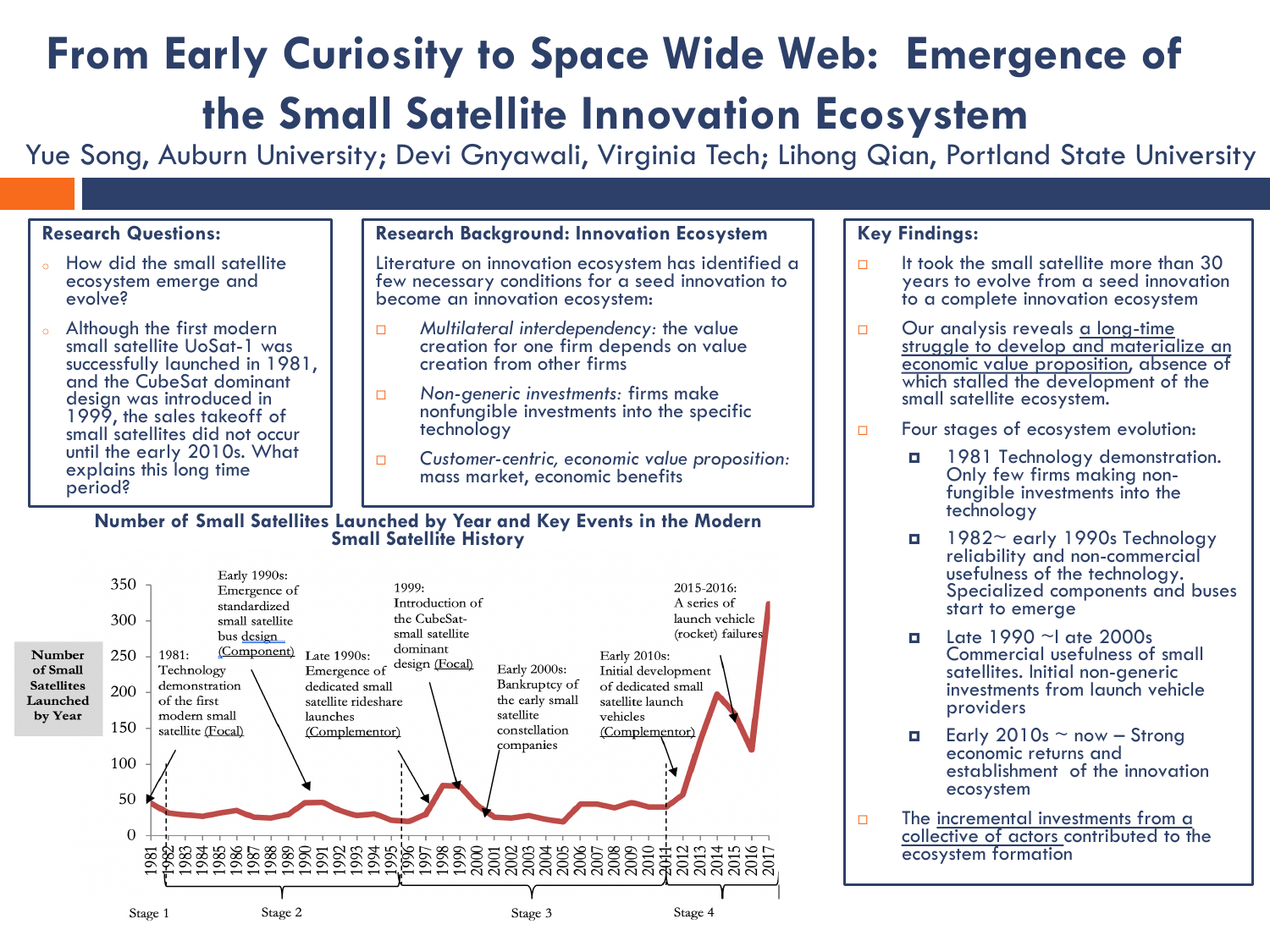# From Early Curiosity to Space Wide Web: Emergence of the Small Satellite Innovation Ecosystem

Yue Song, Auburn University; Devi Gnyawali, Virginia Tech; Lihong Qian, Portland State University

## Research Questions:

- How did the small satellite ecosystem emerge and evolve?
- Although the first modern small satellite UoSat-1 was successfully launched in 1981, and the CubeSat dominant design was introduced in 1999, the sales takeoff of small satellites did not occur until the early 2010s. What explains this long time period?

## Research Background: Innovation Ecosystem

Literature on innovation ecosystem has identified a few necessary conditions for a seed innovation to become an innovation ecosystem:

- *Multilateral interdependency:* the value creation for one firm depends on value creation from other firms
- *Non-generic investments:* firms make nonfungible investments into the specific technology
- *Customer-centric, economic value proposition:* mass market, economic benefits

**Number of Small Satellites Launched by Year and Key Events in the Modern Small Satellite History**

Number of Small Satellites Launched by Year

350
300
250
200
150
100
50
0

1981 1982 1983 1984 1985 1986 1987 1988 1989 1990 1991 1992 1993 1994 1995 1996 1997 1998 1999 2000 2001 2002 2003 2004 2005 2006 2007 2008 2009 2010 2011 2012 2013 2014 2015 2016 2017

1981: Technology demonstration of the first modern small satellite (Focal)

Early 1990s: Emergence of standardized small satellite bus design (Component)

Late 1990s: Emergence of dedicated small satellite rideshare launches (Complementor)

1999: Introduction of the CubeSat-small satellite dominant design (Focal)

Early 2000s: Bankruptcy of the early small satellite constellation companies

Early 2010s: Initial development of dedicated small satellite launch vehicles (Complementor)

2015-2016: A series of launch vehicle (rocket) failures

Stage 1 Stage 2 Stage 3 Stage 4

## Key Findings:

- It took the small satellite more than 30 years to evolve from a seed innovation to a complete innovation ecosystem
- Our analysis reveals a long-time struggle to develop and materialize an economic value proposition, absence of which stalled the development of the small satellite ecosystem.
- Four stages of ecosystem evolution:
  - 1981 Technology demonstration. Only few firms making non-fungible investments into the technology
  - 1982~ early 1990s Technology reliability and non-commercial usefulness of the technology. Specialized components and buses start to emerge
  - Late 1990 ~l ate 2000s Commercial usefulness of small satellites. Initial non-generic investments from launch vehicle providers
  - Early 2010s ~ now – Strong economic returns and establishment of the innovation ecosystem
- The incremental investments from a collective of actors contributed to the ecosystem formation